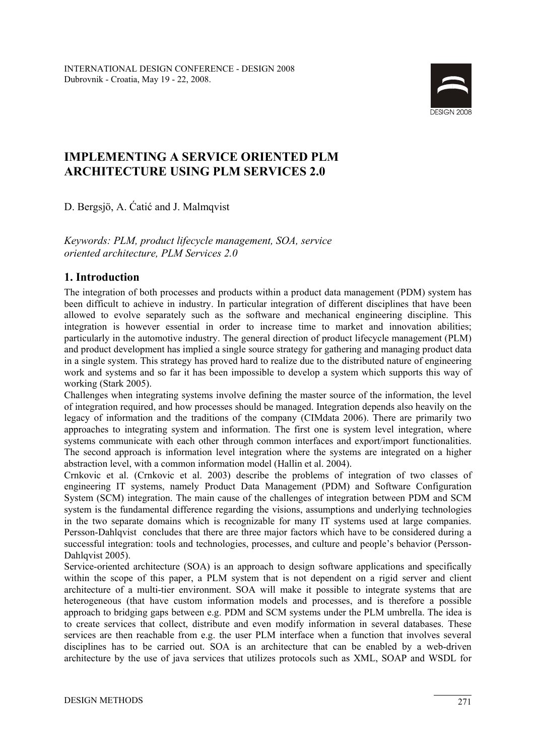INTERNATIONAL DESIGN CONFERENCE - DESIGN 2008
Dubrovnik - Croatia, May 19 - 22, 2008.

# IMPLEMENTING A SERVICE ORIENTED PLM ARCHITECTURE USING PLM SERVICES 2.0

D. Bergsjö, A. Ćatić and J. Malmqvist

*Keywords: PLM, product lifecycle management, SOA, service oriented architecture, PLM Services 2.0*

## 1. Introduction

The integration of both processes and products within a product data management (PDM) system has been difficult to achieve in industry. In particular integration of different disciplines that have been allowed to evolve separately such as the software and mechanical engineering discipline. This integration is however essential in order to increase time to market and innovation abilities; particularly in the automotive industry. The general direction of product lifecycle management (PLM) and product development has implied a single source strategy for gathering and managing product data in a single system. This strategy has proved hard to realize due to the distributed nature of engineering work and systems and so far it has been impossible to develop a system which supports this way of working (Stark 2005).

Challenges when integrating systems involve defining the master source of the information, the level of integration required, and how processes should be managed. Integration depends also heavily on the legacy of information and the traditions of the company (CIMdata 2006). There are primarily two approaches to integrating system and information. The first one is system level integration, where systems communicate with each other through common interfaces and export/import functionalities. The second approach is information level integration where the systems are integrated on a higher abstraction level, with a common information model (Hallin et al. 2004).

Crnkovic et al. (Crnkovic et al. 2003) describe the problems of integration of two classes of engineering IT systems, namely Product Data Management (PDM) and Software Configuration System (SCM) integration. The main cause of the challenges of integration between PDM and SCM system is the fundamental difference regarding the visions, assumptions and underlying technologies in the two separate domains which is recognizable for many IT systems used at large companies. Persson-Dahlqvist concludes that there are three major factors which have to be considered during a successful integration: tools and technologies, processes, and culture and people's behavior (Persson-Dahlqvist 2005).

Service-oriented architecture (SOA) is an approach to design software applications and specifically within the scope of this paper, a PLM system that is not dependent on a rigid server and client architecture of a multi-tier environment. SOA will make it possible to integrate systems that are heterogeneous (that have custom information models and processes, and is therefore a possible approach to bridging gaps between e.g. PDM and SCM systems under the PLM umbrella. The idea is to create services that collect, distribute and even modify information in several databases. These services are then reachable from e.g. the user PLM interface when a function that involves several disciplines has to be carried out. SOA is an architecture that can be enabled by a web-driven architecture by the use of java services that utilizes protocols such as XML, SOAP and WSDL for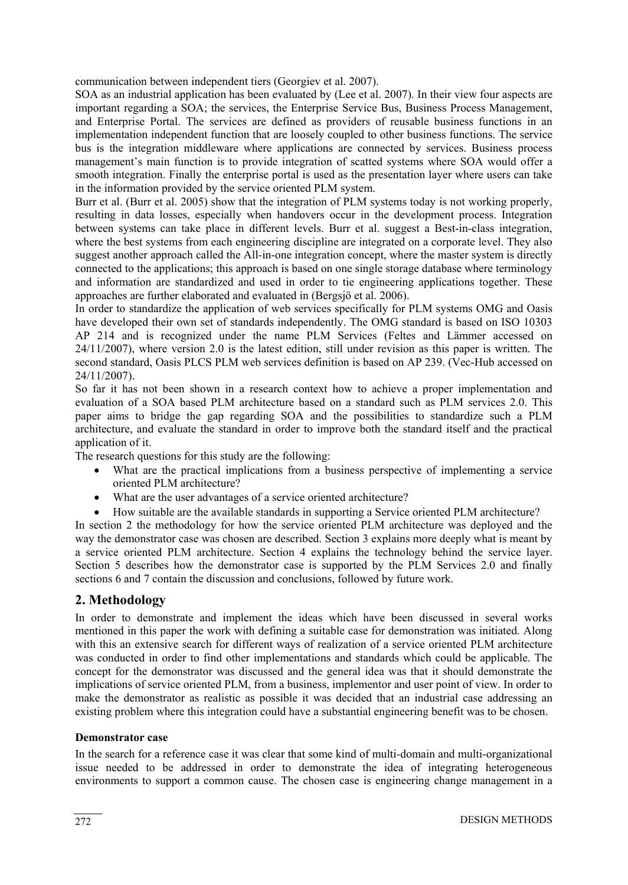communication between independent tiers (Georgiev et al. 2007).

SOA as an industrial application has been evaluated by (Lee et al. 2007). In their view four aspects are important regarding a SOA; the services, the Enterprise Service Bus, Business Process Management, and Enterprise Portal. The services are defined as providers of reusable business functions in an implementation independent function that are loosely coupled to other business functions. The service bus is the integration middleware where applications are connected by services. Business process management's main function is to provide integration of scatted systems where SOA would offer a smooth integration. Finally the enterprise portal is used as the presentation layer where users can take in the information provided by the service oriented PLM system.

Burr et al. (Burr et al. 2005) show that the integration of PLM systems today is not working properly, resulting in data losses, especially when handovers occur in the development process. Integration between systems can take place in different levels. Burr et al. suggest a Best-in-class integration, where the best systems from each engineering discipline are integrated on a corporate level. They also suggest another approach called the All-in-one integration concept, where the master system is directly connected to the applications; this approach is based on one single storage database where terminology and information are standardized and used in order to tie engineering applications together. These approaches are further elaborated and evaluated in (Bergsjö et al. 2006).

In order to standardize the application of web services specifically for PLM systems OMG and Oasis have developed their own set of standards independently. The OMG standard is based on ISO 10303 AP 214 and is recognized under the name PLM Services (Feltes and Lämmer accessed on 24/11/2007), where version 2.0 is the latest edition, still under revision as this paper is written. The second standard, Oasis PLCS PLM web services definition is based on AP 239. (Vec-Hub accessed on 24/11/2007).

So far it has not been shown in a research context how to achieve a proper implementation and evaluation of a SOA based PLM architecture based on a standard such as PLM services 2.0. This paper aims to bridge the gap regarding SOA and the possibilities to standardize such a PLM architecture, and evaluate the standard in order to improve both the standard itself and the practical application of it.

The research questions for this study are the following:

- What are the practical implications from a business perspective of implementing a service oriented PLM architecture?
- What are the user advantages of a service oriented architecture?
- How suitable are the available standards in supporting a Service oriented PLM architecture?

In section 2 the methodology for how the service oriented PLM architecture was deployed and the way the demonstrator case was chosen are described. Section 3 explains more deeply what is meant by a service oriented PLM architecture. Section 4 explains the technology behind the service layer. Section 5 describes how the demonstrator case is supported by the PLM Services 2.0 and finally sections 6 and 7 contain the discussion and conclusions, followed by future work.

## 2. Methodology

In order to demonstrate and implement the ideas which have been discussed in several works mentioned in this paper the work with defining a suitable case for demonstration was initiated. Along with this an extensive search for different ways of realization of a service oriented PLM architecture was conducted in order to find other implementations and standards which could be applicable. The concept for the demonstrator was discussed and the general idea was that it should demonstrate the implications of service oriented PLM, from a business, implementor and user point of view. In order to make the demonstrator as realistic as possible it was decided that an industrial case addressing an existing problem where this integration could have a substantial engineering benefit was to be chosen.

**Demonstrator case**

In the search for a reference case it was clear that some kind of multi-domain and multi-organizational issue needed to be addressed in order to demonstrate the idea of integrating heterogeneous environments to support a common cause. The chosen case is engineering change management in a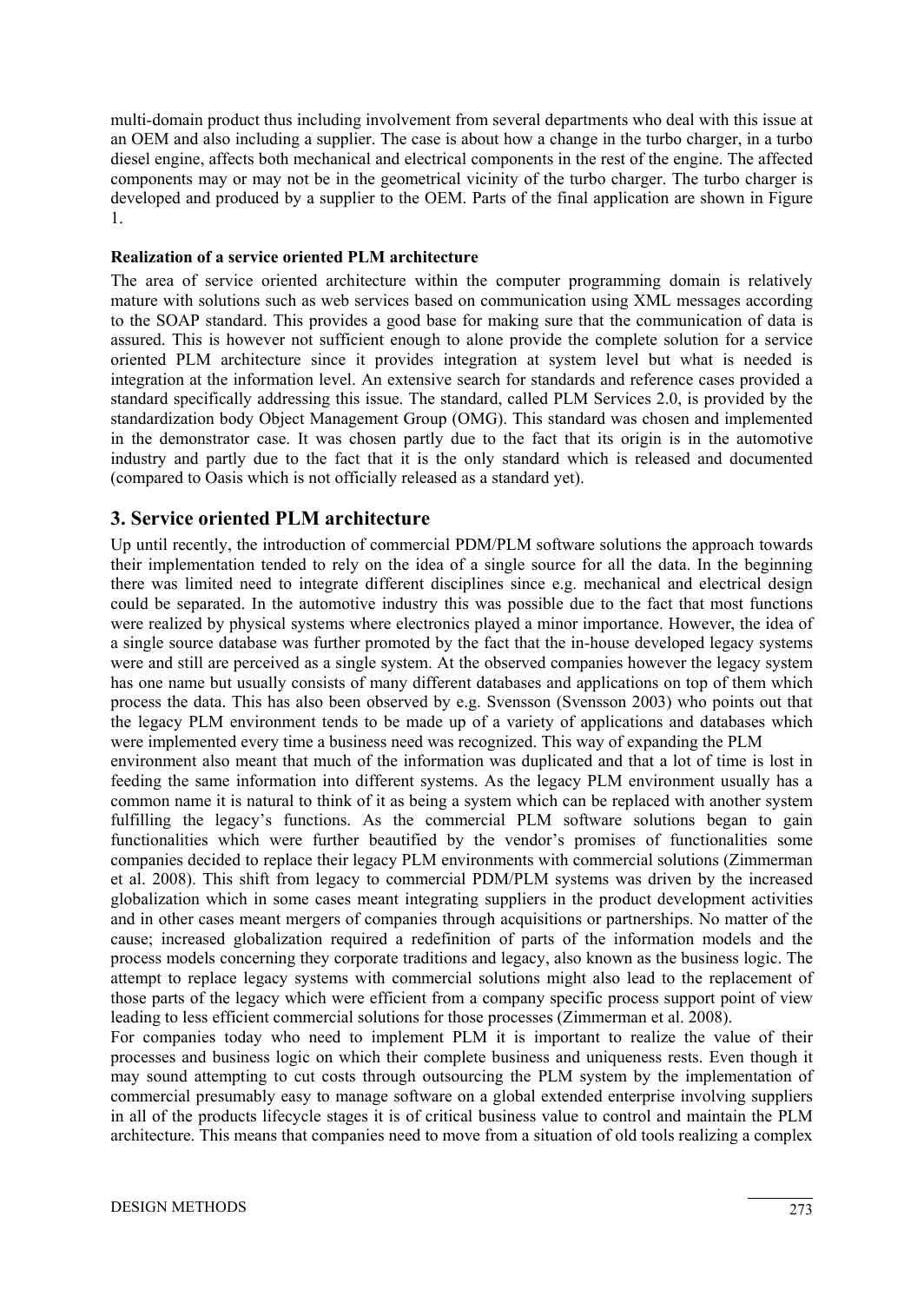multi-domain product thus including involvement from several departments who deal with this issue at an OEM and also including a supplier. The case is about how a change in the turbo charger, in a turbo diesel engine, affects both mechanical and electrical components in the rest of the engine. The affected components may or may not be in the geometrical vicinity of the turbo charger. The turbo charger is developed and produced by a supplier to the OEM. Parts of the final application are shown in Figure 1.

**Realization of a service oriented PLM architecture**

The area of service oriented architecture within the computer programming domain is relatively mature with solutions such as web services based on communication using XML messages according to the SOAP standard. This provides a good base for making sure that the communication of data is assured. This is however not sufficient enough to alone provide the complete solution for a service oriented PLM architecture since it provides integration at system level but what is needed is integration at the information level. An extensive search for standards and reference cases provided a standard specifically addressing this issue. The standard, called PLM Services 2.0, is provided by the standardization body Object Management Group (OMG). This standard was chosen and implemented in the demonstrator case. It was chosen partly due to the fact that its origin is in the automotive industry and partly due to the fact that it is the only standard which is released and documented (compared to Oasis which is not officially released as a standard yet).

## 3. Service oriented PLM architecture

Up until recently, the introduction of commercial PDM/PLM software solutions the approach towards their implementation tended to rely on the idea of a single source for all the data. In the beginning there was limited need to integrate different disciplines since e.g. mechanical and electrical design could be separated. In the automotive industry this was possible due to the fact that most functions were realized by physical systems where electronics played a minor importance. However, the idea of a single source database was further promoted by the fact that the in-house developed legacy systems were and still are perceived as a single system. At the observed companies however the legacy system has one name but usually consists of many different databases and applications on top of them which process the data. This has also been observed by e.g. Svensson (Svensson 2003) who points out that the legacy PLM environment tends to be made up of a variety of applications and databases which were implemented every time a business need was recognized. This way of expanding the PLM environment also meant that much of the information was duplicated and that a lot of time is lost in feeding the same information into different systems. As the legacy PLM environment usually has a common name it is natural to think of it as being a system which can be replaced with another system fulfilling the legacy's functions. As the commercial PLM software solutions began to gain functionalities which were further beautified by the vendor's promises of functionalities some companies decided to replace their legacy PLM environments with commercial solutions (Zimmerman et al. 2008). This shift from legacy to commercial PDM/PLM systems was driven by the increased globalization which in some cases meant integrating suppliers in the product development activities and in other cases meant mergers of companies through acquisitions or partnerships. No matter of the cause; increased globalization required a redefinition of parts of the information models and the process models concerning they corporate traditions and legacy, also known as the business logic. The attempt to replace legacy systems with commercial solutions might also lead to the replacement of those parts of the legacy which were efficient from a company specific process support point of view leading to less efficient commercial solutions for those processes (Zimmerman et al. 2008).

For companies today who need to implement PLM it is important to realize the value of their processes and business logic on which their complete business and uniqueness rests. Even though it may sound attempting to cut costs through outsourcing the PLM system by the implementation of commercial presumably easy to manage software on a global extended enterprise involving suppliers in all of the products lifecycle stages it is of critical business value to control and maintain the PLM architecture. This means that companies need to move from a situation of old tools realizing a complex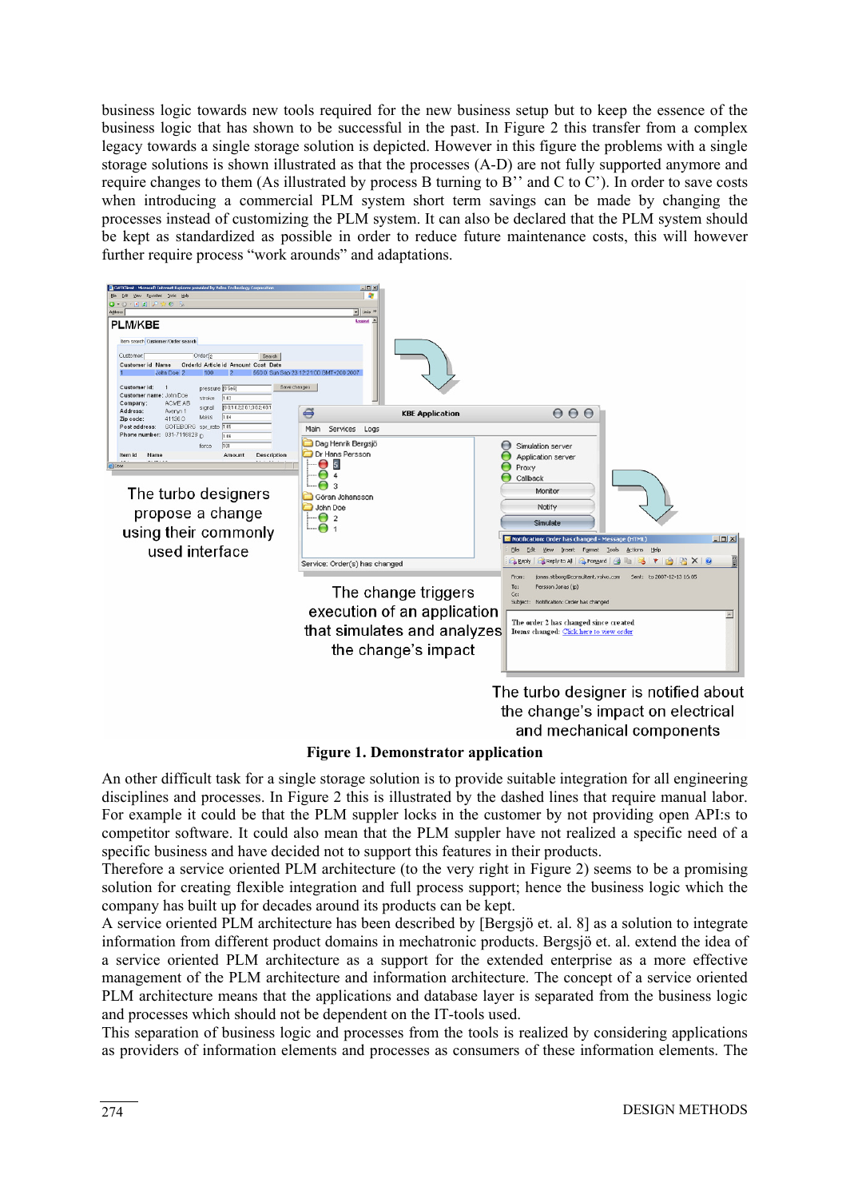business logic towards new tools required for the new business setup but to keep the essence of the business logic that has shown to be successful in the past. In Figure 2 this transfer from a complex legacy towards a single storage solution is depicted. However in this figure the problems with a single storage solutions is shown illustrated as that the processes (A-D) are not fully supported anymore and require changes to them (As illustrated by process B turning to B'' and C to C'). In order to save costs when introducing a commercial PLM system short term savings can be made by changing the processes instead of customizing the PLM system. It can also be declared that the PLM system should be kept as standardized as possible in order to reduce future maintenance costs, this will however further require process "work arounds" and adaptations.

The turbo designers propose a change using their commonly used interface

The change triggers execution of an application that simulates and analyzes the change's impact

The turbo designer is notified about the change's impact on electrical and mechanical components

**Figure 1. Demonstrator application**

An other difficult task for a single storage solution is to provide suitable integration for all engineering disciplines and processes. In Figure 2 this is illustrated by the dashed lines that require manual labor. For example it could be that the PLM suppler locks in the customer by not providing open API:s to competitor software. It could also mean that the PLM suppler have not realized a specific need of a specific business and have decided not to support this features in their products.
Therefore a service oriented PLM architecture (to the very right in Figure 2) seems to be a promising solution for creating flexible integration and full process support; hence the business logic which the company has built up for decades around its products can be kept.
A service oriented PLM architecture has been described by [Bergsjö et. al. 8] as a solution to integrate information from different product domains in mechatronic products. Bergsjö et. al. extend the idea of a service oriented PLM architecture as a support for the extended enterprise as a more effective management of the PLM architecture and information architecture. The concept of a service oriented PLM architecture means that the applications and database layer is separated from the business logic and processes which should not be dependent on the IT-tools used.
This separation of business logic and processes from the tools is realized by considering applications as providers of information elements and processes as consumers of these information elements. The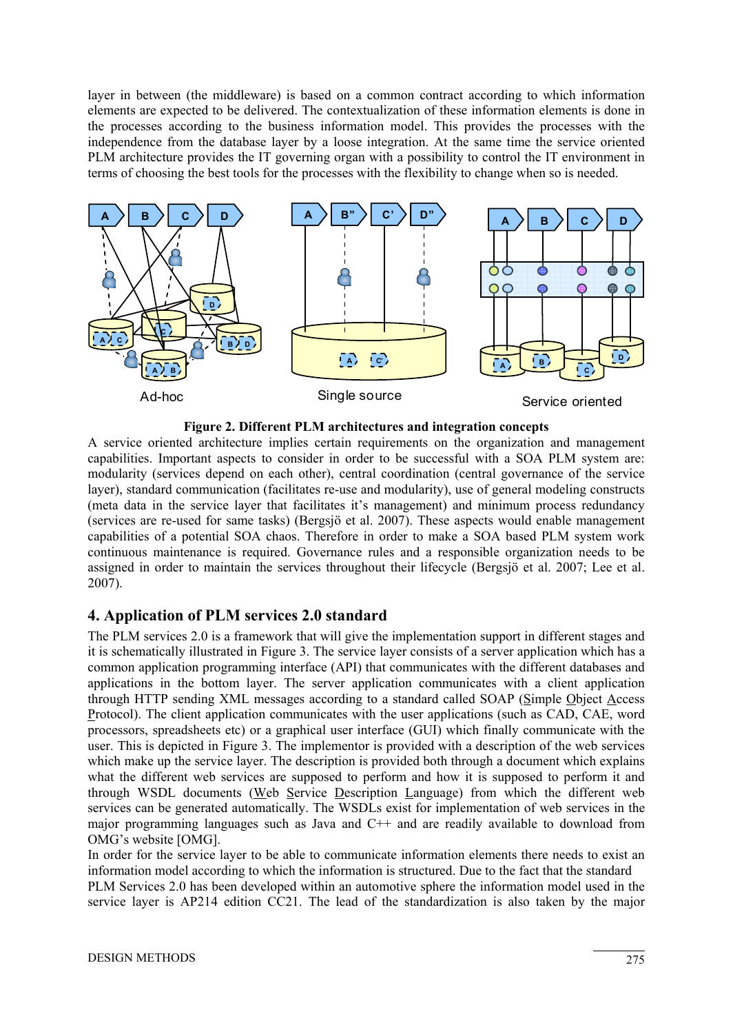layer in between (the middleware) is based on a common contract according to which information elements are expected to be delivered. The contextualization of these information elements is done in the processes according to the business information model. This provides the processes with the independence from the database layer by a loose integration. At the same time the service oriented PLM architecture provides the IT governing organ with a possibility to control the IT environment in terms of choosing the best tools for the processes with the flexibility to change when so is needed.

**Figure 2. Different PLM architectures and integration concepts**

A service oriented architecture implies certain requirements on the organization and management capabilities. Important aspects to consider in order to be successful with a SOA PLM system are: modularity (services depend on each other), central coordination (central governance of the service layer), standard communication (facilitates re-use and modularity), use of general modeling constructs (meta data in the service layer that facilitates it's management) and minimum process redundancy (services are re-used for same tasks) (Bergsjö et al. 2007). These aspects would enable management capabilities of a potential SOA chaos. Therefore in order to make a SOA based PLM system work continuous maintenance is required. Governance rules and a responsible organization needs to be assigned in order to maintain the services throughout their lifecycle (Bergsjö et al. 2007; Lee et al. 2007).

## 4. Application of PLM services 2.0 standard

The PLM services 2.0 is a framework that will give the implementation support in different stages and it is schematically illustrated in Figure 3. The service layer consists of a server application which has a common application programming interface (API) that communicates with the different databases and applications in the bottom layer. The server application communicates with a client application through HTTP sending XML messages according to a standard called SOAP (Simple Object Access Protocol). The client application communicates with the user applications (such as CAD, CAE, word processors, spreadsheets etc) or a graphical user interface (GUI) which finally communicate with the user. This is depicted in Figure 3. The implementor is provided with a description of the web services which make up the service layer. The description is provided both through a document which explains what the different web services are supposed to perform and how it is supposed to perform it and through WSDL documents (Web Service Description Language) from which the different web services can be generated automatically. The WSDLs exist for implementation of web services in the major programming languages such as Java and C++ and are readily available to download from OMG's website [OMG].

In order for the service layer to be able to communicate information elements there needs to exist an information model according to which the information is structured. Due to the fact that the standard PLM Services 2.0 has been developed within an automotive sphere the information model used in the service layer is AP214 edition CC21. The lead of the standardization is also taken by the major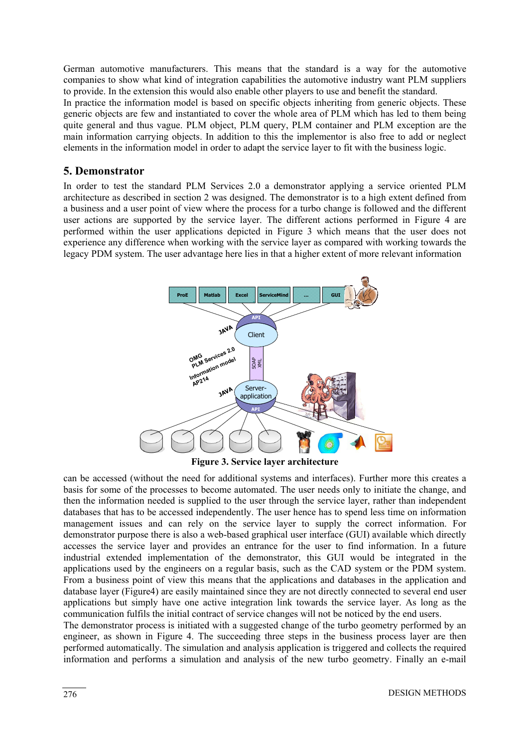German automotive manufacturers. This means that the standard is a way for the automotive companies to show what kind of integration capabilities the automotive industry want PLM suppliers to provide. In the extension this would also enable other players to use and benefit the standard.
In practice the information model is based on specific objects inheriting from generic objects. These generic objects are few and instantiated to cover the whole area of PLM which has led to them being quite general and thus vague. PLM object, PLM query, PLM container and PLM exception are the main information carrying objects. In addition to this the implementor is also free to add or neglect elements in the information model in order to adapt the service layer to fit with the business logic.

## 5. Demonstrator

In order to test the standard PLM Services 2.0 a demonstrator applying a service oriented PLM architecture as described in section 2 was designed. The demonstrator is to a high extent defined from a business and a user point of view where the process for a turbo change is followed and the different user actions are supported by the service layer. The different actions performed in Figure 4 are performed within the user applications depicted in Figure 3 which means that the user does not experience any difference when working with the service layer as compared with working towards the legacy PDM system. The user advantage here lies in that a higher extent of more relevant information

**Figure 3. Service layer architecture**

can be accessed (without the need for additional systems and interfaces). Further more this creates a basis for some of the processes to become automated. The user needs only to initiate the change, and then the information needed is supplied to the user through the service layer, rather than independent databases that has to be accessed independently. The user hence has to spend less time on information management issues and can rely on the service layer to supply the correct information. For demonstrator purpose there is also a web-based graphical user interface (GUI) available which directly accesses the service layer and provides an entrance for the user to find information. In a future industrial extended implementation of the demonstrator, this GUI would be integrated in the applications used by the engineers on a regular basis, such as the CAD system or the PDM system. From a business point of view this means that the applications and databases in the application and database layer (Figure4) are easily maintained since they are not directly connected to several end user applications but simply have one active integration link towards the service layer. As long as the communication fulfils the initial contract of service changes will not be noticed by the end users.
The demonstrator process is initiated with a suggested change of the turbo geometry performed by an engineer, as shown in Figure 4. The succeeding three steps in the business process layer are then performed automatically. The simulation and analysis application is triggered and collects the required information and performs a simulation and analysis of the new turbo geometry. Finally an e-mail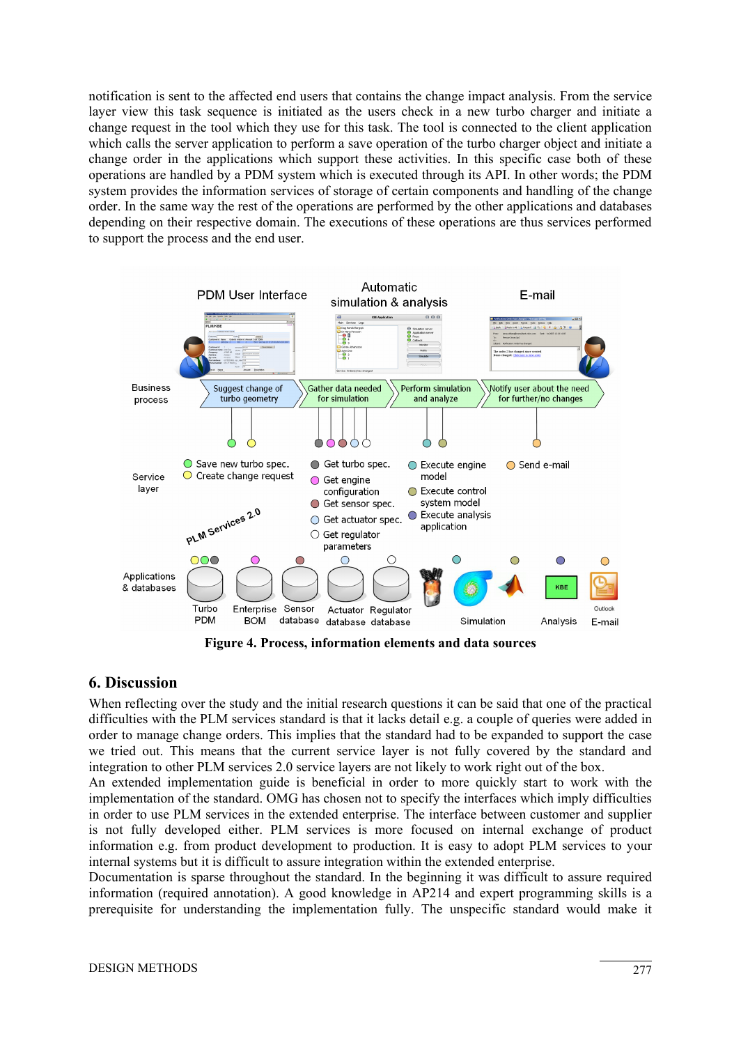notification is sent to the affected end users that contains the change impact analysis. From the service layer view this task sequence is initiated as the users check in a new turbo charger and initiate a change request in the tool which they use for this task. The tool is connected to the client application which calls the server application to perform a save operation of the turbo charger object and initiate a change order in the applications which support these activities. In this specific case both of these operations are handled by a PDM system which is executed through its API. In other words; the PDM system provides the information services of storage of certain components and handling of the change order. In the same way the rest of the operations are performed by the other applications and databases depending on their respective domain. The executions of these operations are thus services performed to support the process and the end user.

**Figure 4. Process, information elements and data sources**

## 6. Discussion

When reflecting over the study and the initial research questions it can be said that one of the practical difficulties with the PLM services standard is that it lacks detail e.g. a couple of queries were added in order to manage change orders. This implies that the standard had to be expanded to support the case we tried out. This means that the current service layer is not fully covered by the standard and integration to other PLM services 2.0 service layers are not likely to work right out of the box.

An extended implementation guide is beneficial in order to more quickly start to work with the implementation of the standard. OMG has chosen not to specify the interfaces which imply difficulties in order to use PLM services in the extended enterprise. The interface between customer and supplier is not fully developed either. PLM services is more focused on internal exchange of product information e.g. from product development to production. It is easy to adopt PLM services to your internal systems but it is difficult to assure integration within the extended enterprise.

Documentation is sparse throughout the standard. In the beginning it was difficult to assure required information (required annotation). A good knowledge in AP214 and expert programming skills is a prerequisite for understanding the implementation fully. The unspecific standard would make it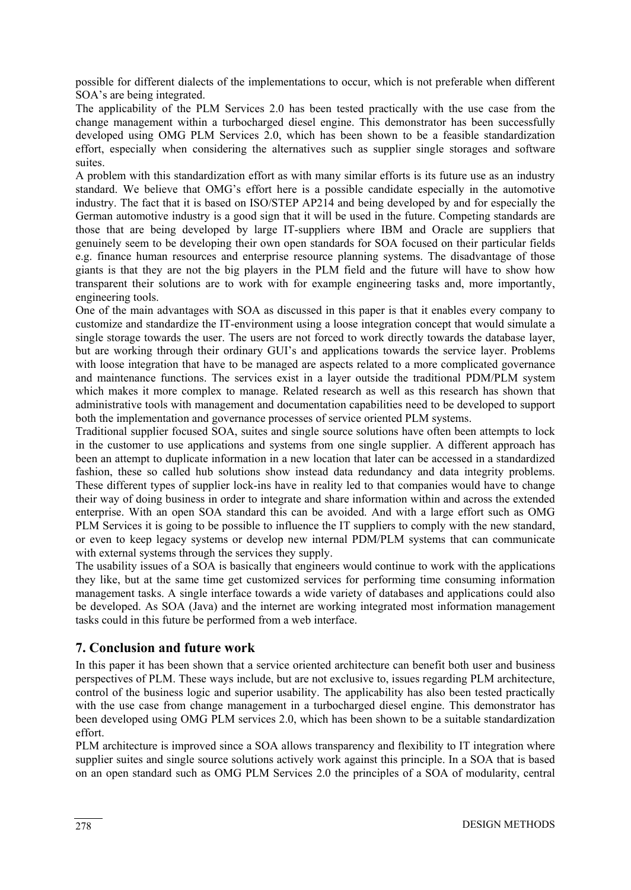possible for different dialects of the implementations to occur, which is not preferable when different SOA's are being integrated.

The applicability of the PLM Services 2.0 has been tested practically with the use case from the change management within a turbocharged diesel engine. This demonstrator has been successfully developed using OMG PLM Services 2.0, which has been shown to be a feasible standardization effort, especially when considering the alternatives such as supplier single storages and software suites.

A problem with this standardization effort as with many similar efforts is its future use as an industry standard. We believe that OMG's effort here is a possible candidate especially in the automotive industry. The fact that it is based on ISO/STEP AP214 and being developed by and for especially the German automotive industry is a good sign that it will be used in the future. Competing standards are those that are being developed by large IT-suppliers where IBM and Oracle are suppliers that genuinely seem to be developing their own open standards for SOA focused on their particular fields e.g. finance human resources and enterprise resource planning systems. The disadvantage of those giants is that they are not the big players in the PLM field and the future will have to show how transparent their solutions are to work with for example engineering tasks and, more importantly, engineering tools.

One of the main advantages with SOA as discussed in this paper is that it enables every company to customize and standardize the IT-environment using a loose integration concept that would simulate a single storage towards the user. The users are not forced to work directly towards the database layer, but are working through their ordinary GUI's and applications towards the service layer. Problems with loose integration that have to be managed are aspects related to a more complicated governance and maintenance functions. The services exist in a layer outside the traditional PDM/PLM system which makes it more complex to manage. Related research as well as this research has shown that administrative tools with management and documentation capabilities need to be developed to support both the implementation and governance processes of service oriented PLM systems.

Traditional supplier focused SOA, suites and single source solutions have often been attempts to lock in the customer to use applications and systems from one single supplier. A different approach has been an attempt to duplicate information in a new location that later can be accessed in a standardized fashion, these so called hub solutions show instead data redundancy and data integrity problems. These different types of supplier lock-ins have in reality led to that companies would have to change their way of doing business in order to integrate and share information within and across the extended enterprise. With an open SOA standard this can be avoided. And with a large effort such as OMG PLM Services it is going to be possible to influence the IT suppliers to comply with the new standard, or even to keep legacy systems or develop new internal PDM/PLM systems that can communicate with external systems through the services they supply.

The usability issues of a SOA is basically that engineers would continue to work with the applications they like, but at the same time get customized services for performing time consuming information management tasks. A single interface towards a wide variety of databases and applications could also be developed. As SOA (Java) and the internet are working integrated most information management tasks could in this future be performed from a web interface.

## 7. Conclusion and future work

In this paper it has been shown that a service oriented architecture can benefit both user and business perspectives of PLM. These ways include, but are not exclusive to, issues regarding PLM architecture, control of the business logic and superior usability. The applicability has also been tested practically with the use case from change management in a turbocharged diesel engine. This demonstrator has been developed using OMG PLM services 2.0, which has been shown to be a suitable standardization effort.

PLM architecture is improved since a SOA allows transparency and flexibility to IT integration where supplier suites and single source solutions actively work against this principle. In a SOA that is based on an open standard such as OMG PLM Services 2.0 the principles of a SOA of modularity, central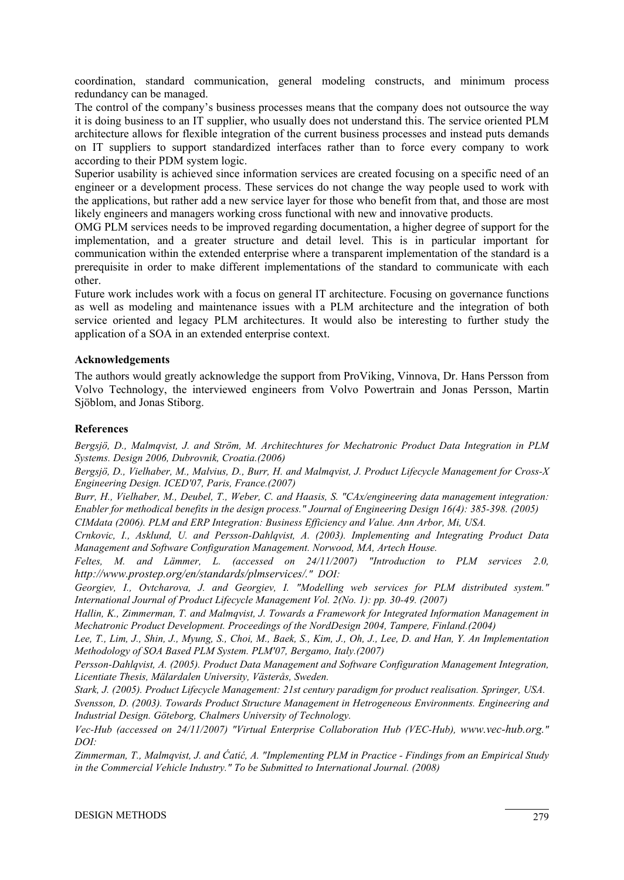coordination, standard communication, general modeling constructs, and minimum process redundancy can be managed.

The control of the company's business processes means that the company does not outsource the way it is doing business to an IT supplier, who usually does not understand this. The service oriented PLM architecture allows for flexible integration of the current business processes and instead puts demands on IT suppliers to support standardized interfaces rather than to force every company to work according to their PDM system logic.

Superior usability is achieved since information services are created focusing on a specific need of an engineer or a development process. These services do not change the way people used to work with the applications, but rather add a new service layer for those who benefit from that, and those are most likely engineers and managers working cross functional with new and innovative products.

OMG PLM services needs to be improved regarding documentation, a higher degree of support for the implementation, and a greater structure and detail level. This is in particular important for communication within the extended enterprise where a transparent implementation of the standard is a prerequisite in order to make different implementations of the standard to communicate with each other.

Future work includes work with a focus on general IT architecture. Focusing on governance functions as well as modeling and maintenance issues with a PLM architecture and the integration of both service oriented and legacy PLM architectures. It would also be interesting to further study the application of a SOA in an extended enterprise context.

### Acknowledgements

The authors would greatly acknowledge the support from ProViking, Vinnova, Dr. Hans Persson from Volvo Technology, the interviewed engineers from Volvo Powertrain and Jonas Persson, Martin Sjöblom, and Jonas Stiborg.

### References

*Bergsjö, D., Malmqvist, J. and Ström, M. Architechtures for Mechatronic Product Data Integration in PLM Systems. Design 2006, Dubrovnik, Croatia.(2006)*

*Bergsjö, D., Vielhaber, M., Malvius, D., Burr, H. and Malmqvist, J. Product Lifecycle Management for Cross-X Engineering Design. ICED'07, Paris, France.(2007)*

*Burr, H., Vielhaber, M., Deubel, T., Weber, C. and Haasis, S. "CAx/engineering data management integration: Enabler for methodical benefits in the design process." Journal of Engineering Design 16(4): 385-398. (2005)*

*CIMdata (2006). PLM and ERP Integration: Business Efficiency and Value. Ann Arbor, Mi, USA.*

*Crnkovic, I., Asklund, U. and Persson-Dahlqvist, A. (2003). Implementing and Integrating Product Data Management and Software Configuration Management. Norwood, MA, Artech House.*

*Feltes, M. and Lämmer, L. (accessed on 24/11/2007) "Introduction to PLM services 2.0, http://www.prostep.org/en/standards/plmservices/." DOI:*

*Georgiev, I., Ovtcharova, J. and Georgiev, I. "Modelling web services for PLM distributed system." International Journal of Product Lifecycle Management Vol. 2(No. 1): pp. 30-49. (2007)*

*Hallin, K., Zimmerman, T. and Malmqvist, J. Towards a Framework for Integrated Information Management in Mechatronic Product Development. Proceedings of the NordDesign 2004, Tampere, Finland.(2004)*

*Lee, T., Lim, J., Shin, J., Myung, S., Choi, M., Baek, S., Kim, J., Oh, J., Lee, D. and Han, Y. An Implementation Methodology of SOA Based PLM System. PLM'07, Bergamo, Italy.(2007)*

*Persson-Dahlqvist, A. (2005). Product Data Management and Software Configuration Management Integration, Licentiate Thesis, Mälardalen University, Västerås, Sweden.*

*Stark, J. (2005). Product Lifecycle Management: 21st century paradigm for product realisation. Springer, USA.*

*Svensson, D. (2003). Towards Product Structure Management in Hetrogeneous Environments. Engineering and Industrial Design. Göteborg, Chalmers University of Technology.*

*Vec-Hub (accessed on 24/11/2007) "Virtual Enterprise Collaboration Hub (VEC-Hub), www.vec-hub.org." DOI:*

*Zimmerman, T., Malmqvist, J. and Ćatić, A. "Implementing PLM in Practice - Findings from an Empirical Study in the Commercial Vehicle Industry." To be Submitted to International Journal. (2008)*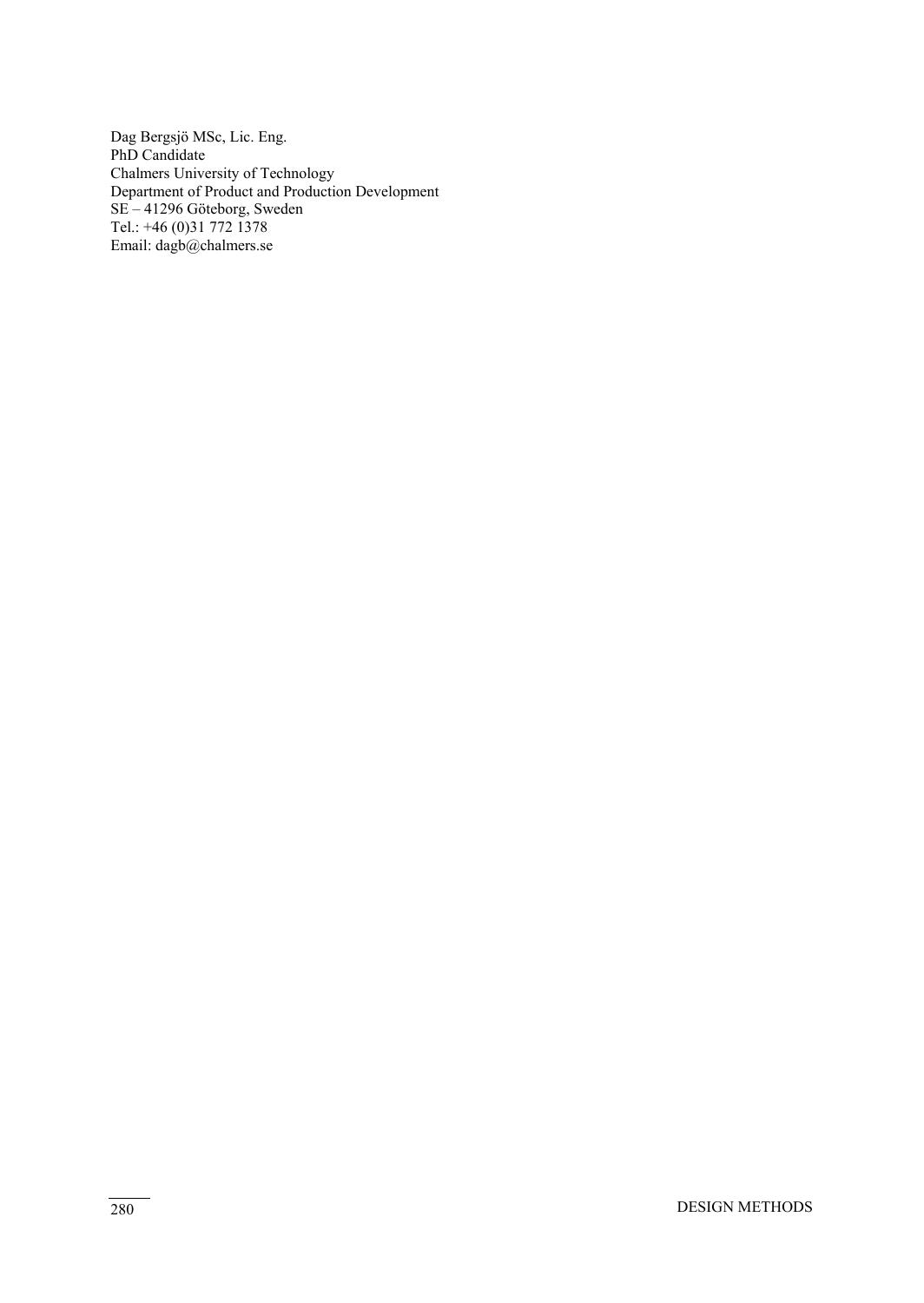Dag Bergsjö MSc, Lic. Eng.
PhD Candidate
Chalmers University of Technology
Department of Product and Production Development
SE – 41296 Göteborg, Sweden
Tel.: +46 (0)31 772 1378
Email: dagb@chalmers.se